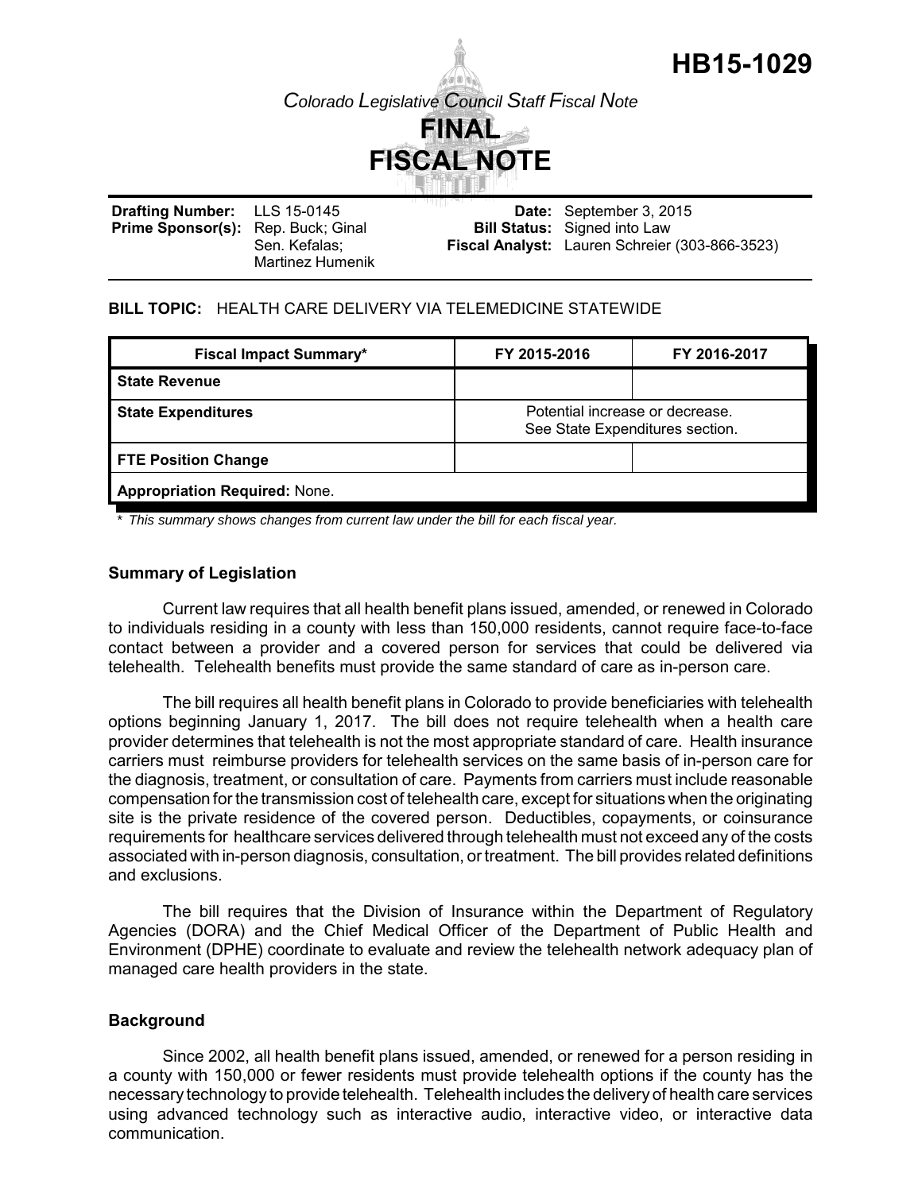# HB15-1029

*Colorado Legislative Council Staff Fiscal Note*

# FINAL FISCAL NOTE

| | | | |
|---|---|---|---|
| **Drafting Number:** | LLS 15-0145 | **Date:** | September 3, 2015 |
| **Prime Sponsor(s):** | Rep. Buck; Ginal<br>Sen. Kefalas; Martinez Humenik | **Bill Status:** | Signed into Law |
| | | **Fiscal Analyst:** | Lauren Schreier (303-866-3523) |

**BILL TOPIC:** HEALTH CARE DELIVERY VIA TELEMEDICINE STATEWIDE

| Fiscal Impact Summary* | FY 2015-2016 | FY 2016-2017 |
|---|---|---|
| **State Revenue** | | |
| **State Expenditures** | Potential increase or decrease. See State Expenditures section. | |
| **FTE Position Change** | | |
| **Appropriation Required:** None. | | |

*\* This summary shows changes from current law under the bill for each fiscal year.*

### Summary of Legislation

Current law requires that all health benefit plans issued, amended, or renewed in Colorado to individuals residing in a county with less than 150,000 residents, cannot require face-to-face contact between a provider and a covered person for services that could be delivered via telehealth. Telehealth benefits must provide the same standard of care as in-person care.

The bill requires all health benefit plans in Colorado to provide beneficiaries with telehealth options beginning January 1, 2017. The bill does not require telehealth when a health care provider determines that telehealth is not the most appropriate standard of care. Health insurance carriers must reimburse providers for telehealth services on the same basis of in-person care for the diagnosis, treatment, or consultation of care. Payments from carriers must include reasonable compensation for the transmission cost of telehealth care, except for situations when the originating site is the private residence of the covered person. Deductibles, copayments, or coinsurance requirements for healthcare services delivered through telehealth must not exceed any of the costs associated with in-person diagnosis, consultation, or treatment. The bill provides related definitions and exclusions.

The bill requires that the Division of Insurance within the Department of Regulatory Agencies (DORA) and the Chief Medical Officer of the Department of Public Health and Environment (DPHE) coordinate to evaluate and review the telehealth network adequacy plan of managed care health providers in the state.

### Background

Since 2002, all health benefit plans issued, amended, or renewed for a person residing in a county with 150,000 or fewer residents must provide telehealth options if the county has the necessary technology to provide telehealth. Telehealth includes the delivery of health care services using advanced technology such as interactive audio, interactive video, or interactive data communication.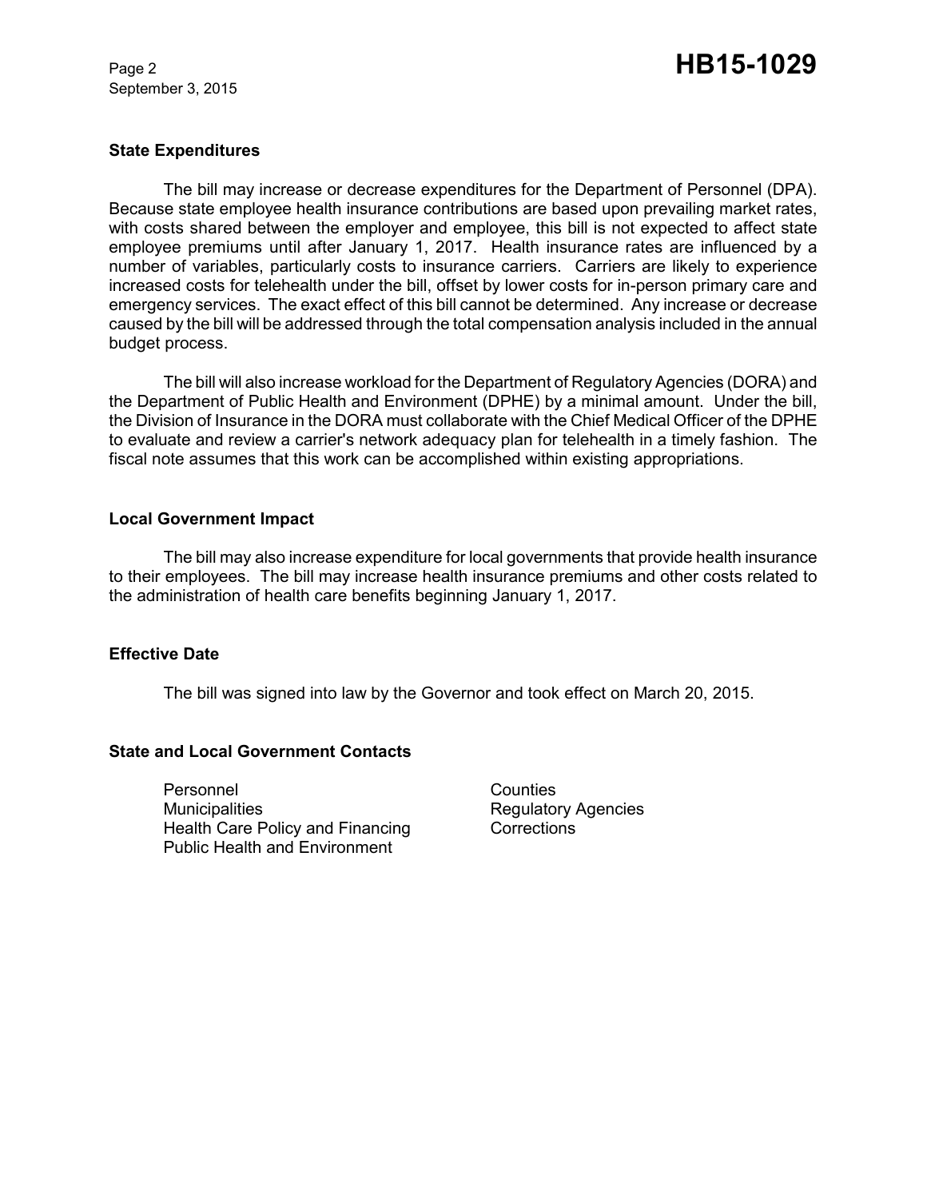## State Expenditures

The bill may increase or decrease expenditures for the Department of Personnel (DPA). Because state employee health insurance contributions are based upon prevailing market rates, with costs shared between the employer and employee, this bill is not expected to affect state employee premiums until after January 1, 2017. Health insurance rates are influenced by a number of variables, particularly costs to insurance carriers. Carriers are likely to experience increased costs for telehealth under the bill, offset by lower costs for in-person primary care and emergency services. The exact effect of this bill cannot be determined. Any increase or decrease caused by the bill will be addressed through the total compensation analysis included in the annual budget process.

The bill will also increase workload for the Department of Regulatory Agencies (DORA) and the Department of Public Health and Environment (DPHE) by a minimal amount. Under the bill, the Division of Insurance in the DORA must collaborate with the Chief Medical Officer of the DPHE to evaluate and review a carrier's network adequacy plan for telehealth in a timely fashion. The fiscal note assumes that this work can be accomplished within existing appropriations.

## Local Government Impact

The bill may also increase expenditure for local governments that provide health insurance to their employees. The bill may increase health insurance premiums and other costs related to the administration of health care benefits beginning January 1, 2017.

## Effective Date

The bill was signed into law by the Governor and took effect on March 20, 2015.

## State and Local Government Contacts

Personnel
Municipalities
Health Care Policy and Financing
Public Health and Environment
Counties
Regulatory Agencies
Corrections